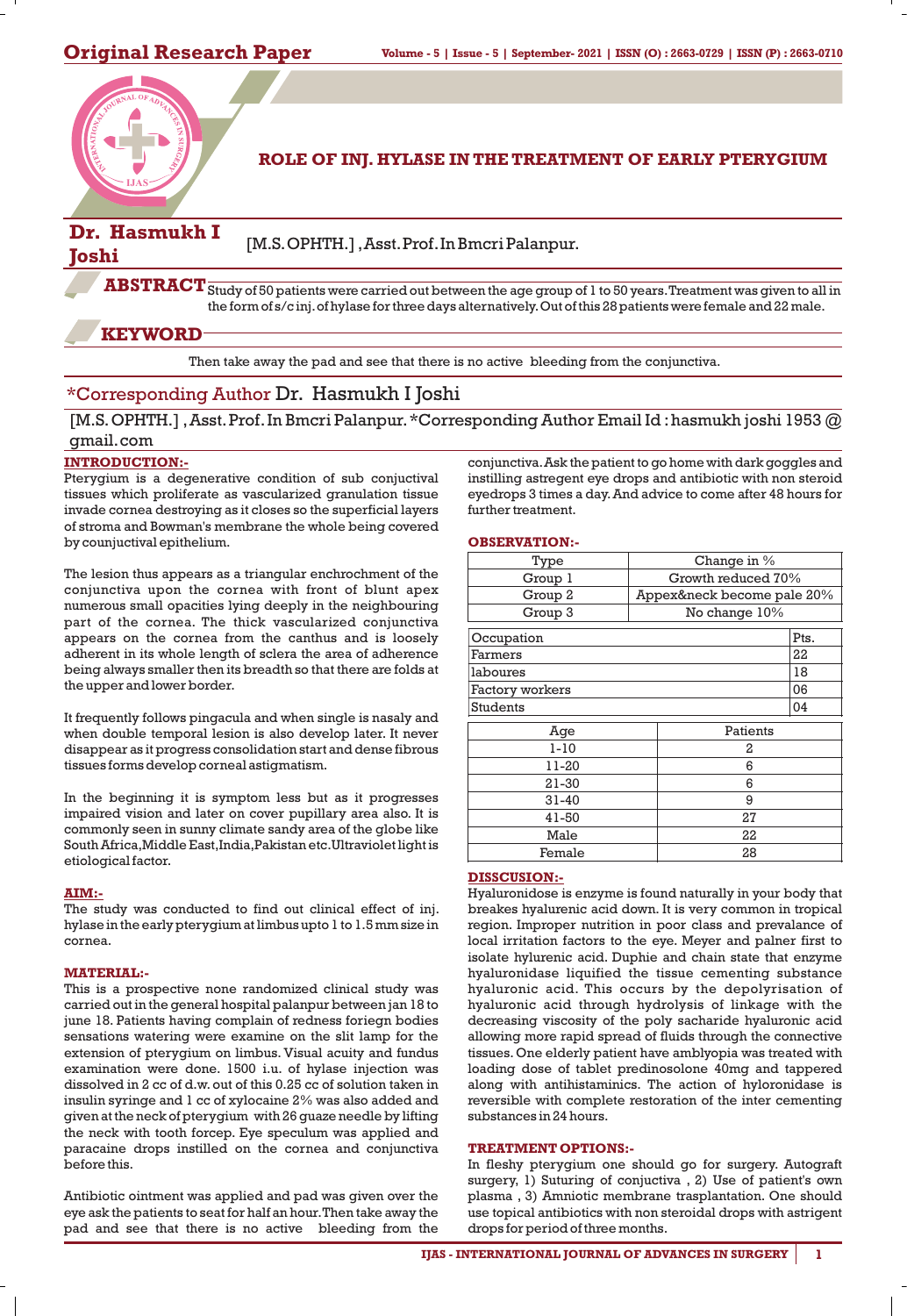# ROLE OF INJ. HYLASE IN THE TREATMENT OF EARLY PTERYGIUM

**Dr. Hasmukh I Joshi** [M.S. OPHTH.] , Asst. Prof. In Bmcri Palanpur.

**ABSTRACT** Study of 50 patients were carried out between the age group of 1 to 50 years. Treatment was given to all in the form of s/c inj. of hylase for three days alternatively. Out of this 28 patients were female and 22 male.

**KEYWORD**

Then take away the pad and see that there is no active bleeding from the conjunctiva.

*Corresponding Author Dr. Hasmukh I Joshi

[M.S. OPHTH.] , Asst. Prof. In Bmcri Palanpur. *Corresponding Author Email Id : hasmukh joshi 1953 @ gmail.com

## INTRODUCTION:-

Pterygium is a degenerative condition of sub conjuctival tissues which proliferate as vascularized granulation tissue invade cornea destroying as it closes so the superficial layers of stroma and Bowman's membrane the whole being covered by counjuctival epithelium.

The lesion thus appears as a triangular enchrochment of the conjunctiva upon the cornea with front of blunt apex numerous small opacities lying deeply in the neighbouring part of the cornea. The thick vascularized conjunctiva appears on the cornea from the canthus and is loosely adherent in its whole length of sclera the area of adherence being always smaller then its breadth so that there are folds at the upper and lower border.

It frequently follows pingacula and when single is nasaly and when double temporal lesion is also develop later. It never disappear as it progress consolidation start and dense fibrous tissues forms develop corneal astigmatism.

In the beginning it is symptom less but as it progresses impaired vision and later on cover pupillary area also. It is commonly seen in sunny climate sandy area of the globe like South Africa,Middle East,India,Pakistan etc.Ultraviolet light is etiological factor.

## AIM:-

The study was conducted to find out clinical effect of inj. hylase in the early pterygium at limbus upto 1 to 1.5 mm size in cornea.

## MATERIAL:-

This is a prospective none randomized clinical study was carried out in the general hospital palanpur between jan 18 to june 18. Patients having complain of redness foriegn bodies sensations watering were examine on the slit lamp for the extension of pterygium on limbus. Visual acuity and fundus examination were done. 1500 i.u. of hylase injection was dissolved in 2 cc of d.w. out of this 0.25 cc of solution taken in insulin syringe and 1 cc of xylocaine 2% was also added and given at the neck of pterygium with 26 guaze needle by lifting the neck with tooth forcep. Eye speculum was applied and paracaine drops instilled on the cornea and conjunctiva before this.

Antibiotic ointment was applied and pad was given over the eye ask the patients to seat for half an hour. Then take away the pad and see that there is no active bleeding from the conjunctiva. Ask the patient to go home with dark goggles and instilling astregent eye drops and antibiotic with non steroid eyedrops 3 times a day. And advice to come after 48 hours for further treatment.

## OBSERVATION:-

| Type | Change in % |
|---|---|
| Group 1 | Growth reduced 70% |
| Group 2 | Appex&neck become pale 20% |
| Group 3 | No change 10% |

| Occupation | Pts. |
|---|---|
| Farmers | 22 |
| laboures | 18 |
| Factory workers | 06 |
| Students | 04 |

| Age | Patients |
|---|---|
| 1-10 | 2 |
| 11-20 | 6 |
| 21-30 | 6 |
| 31-40 | 9 |
| 41-50 | 27 |
| Male | 22 |
| Female | 28 |

## DISSCUSION:-

Hyaluronidose is enzyme is found naturally in your body that breakes hyalurenic acid down. It is very common in tropical region. Improper nutrition in poor class and prevalance of local irritation factors to the eye. Meyer and palner first to isolate hylurenic acid. Duphie and chain state that enzyme hyaluronidase liquified the tissue cementing substance hyaluronic acid. This occurs by the depolyrisation of hyaluronic acid through hydrolysis of linkage with the decreasing viscosity of the poly sacharide hyaluronic acid allowing more rapid spread of fluids through the connective tissues. One elderly patient have amblyopia was treated with loading dose of tablet predinosolone 40mg and tappered along with antihistaminics. The action of hyloronidase is reversible with complete restoration of the inter cementing substances in 24 hours.

## TREATMENT OPTIONS:-

In fleshy pterygium one should go for surgery. Autograft surgery, 1) Suturing of conjuctiva , 2) Use of patient's own plasma , 3) Amniotic membrane trasplantation. One should use topical antibiotics with non steroidal drops with astrigent drops for period of three months.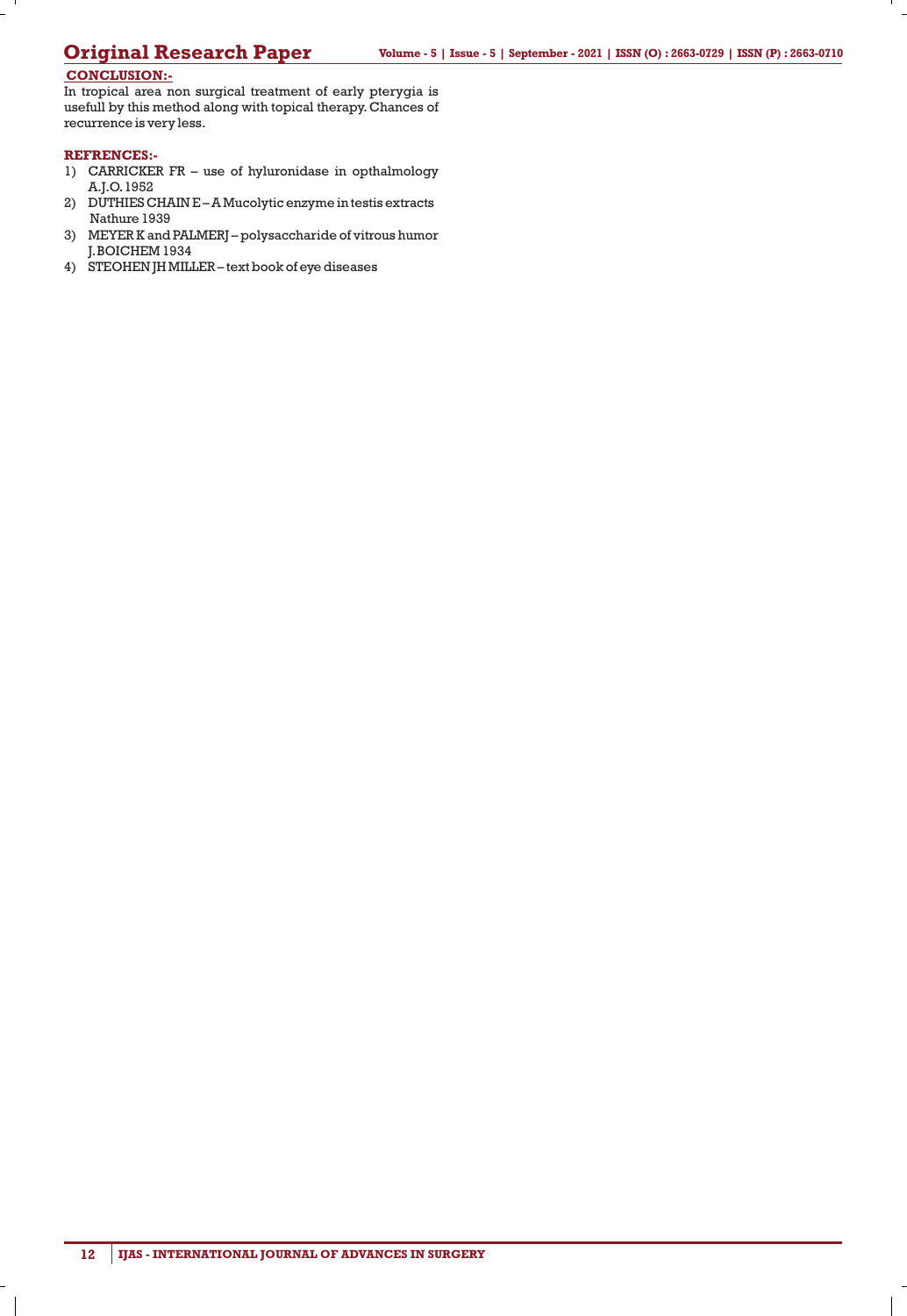## CONCLUSION:-

In tropical area non surgical treatment of early pterygia is usefull by this method along with topical therapy. Chances of recurrence is very less.

## REFRENCES:-

1) CARRICKER FR – use of hyluronidase in opthalmology A.J.O. 1952
2) DUTHIES CHAIN E – A Mucolytic enzyme in testis extracts Nathure 1939
3) MEYER K and PALMERJ – polysaccharide of vitrous humor J. BOICHEM 1934
4) STEOHEN JH MILLER – text book of eye diseases